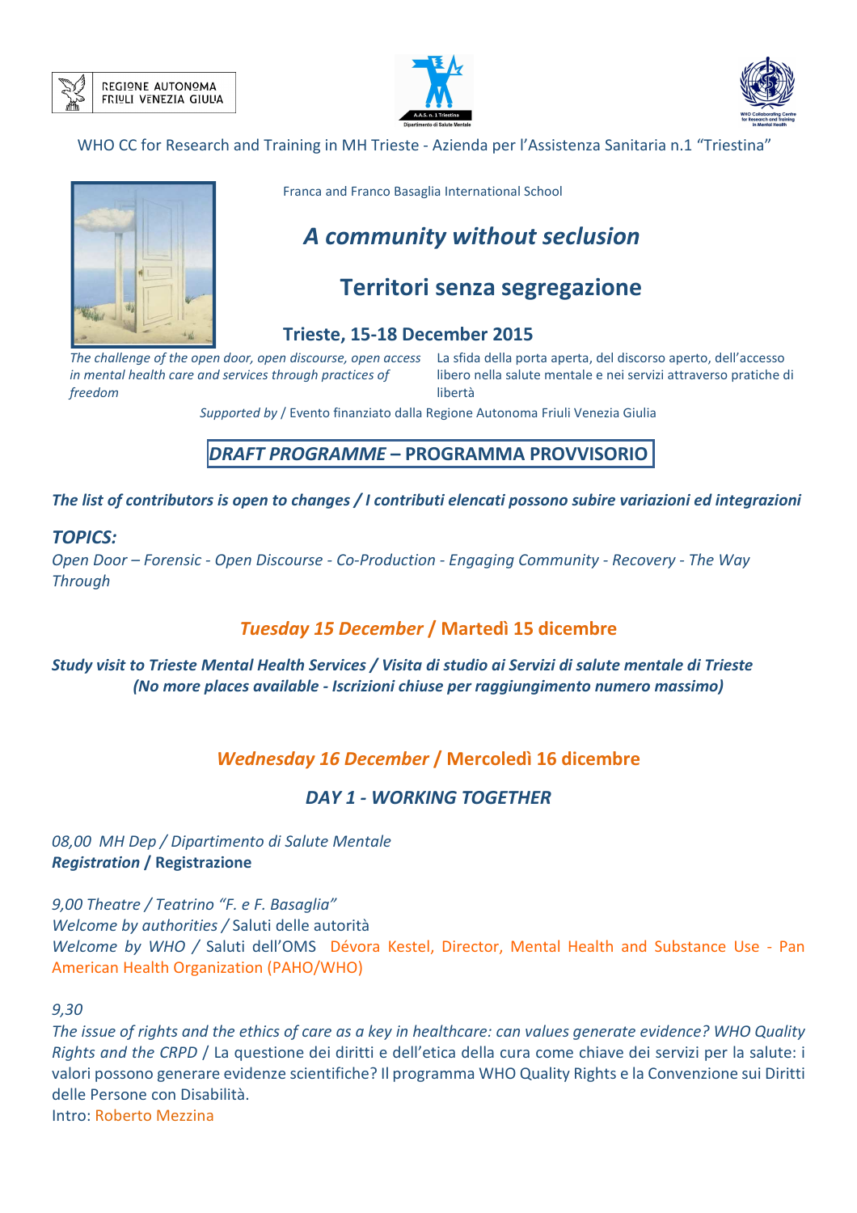REGIONE AUTONOMA FRIULI VENEZIA GIULIA

WHO CC for Research and Training in MH Trieste - Azienda per l'Assistenza Sanitaria n.1 "Triestina"

Franca and Franco Basaglia International School

# *A community without seclusion*

# Territori senza segregazione

## Trieste, 15-18 December 2015

*The challenge of the open door, open discourse, open access in mental health care and services through practices of freedom*

La sfida della porta aperta, del discorso aperto, dell'accesso libero nella salute mentale e nei servizi attraverso pratiche di libertà

*Supported by* / Evento finanziato dalla Regione Autonoma Friuli Venezia Giulia

## *DRAFT PROGRAMME* – PROGRAMMA PROVVISORIO

***The list of contributors is open to changes / I contributi elencati possono subire variazioni ed integrazioni***

### *TOPICS:*

*Open Door – Forensic - Open Discourse - Co-Production - Engaging Community - Recovery - The Way Through*

## *Tuesday 15 December* / Martedì 15 dicembre

***Study visit to Trieste Mental Health Services / Visita di studio ai Servizi di salute mentale di Trieste***
***(No more places available - Iscrizioni chiuse per raggiungimento numero massimo)***

## *Wednesday 16 December* / Mercoledì 16 dicembre

### *DAY 1 - WORKING TOGETHER*

*08,00 MH Dep / Dipartimento di Salute Mentale*
***Registration* / Registrazione**

*9,00 Theatre / Teatrino "F. e F. Basaglia"*
*Welcome by authorities /* Saluti delle autorità
*Welcome by WHO /* Saluti dell'OMS Dévora Kestel, Director, Mental Health and Substance Use - Pan American Health Organization (PAHO/WHO)

*9,30*
*The issue of rights and the ethics of care as a key in healthcare: can values generate evidence? WHO Quality Rights and the CRPD* / La questione dei diritti e dell'etica della cura come chiave dei servizi per la salute: i valori possono generare evidenze scientifiche? Il programma WHO Quality Rights e la Convenzione sui Diritti delle Persone con Disabilità.
Intro: Roberto Mezzina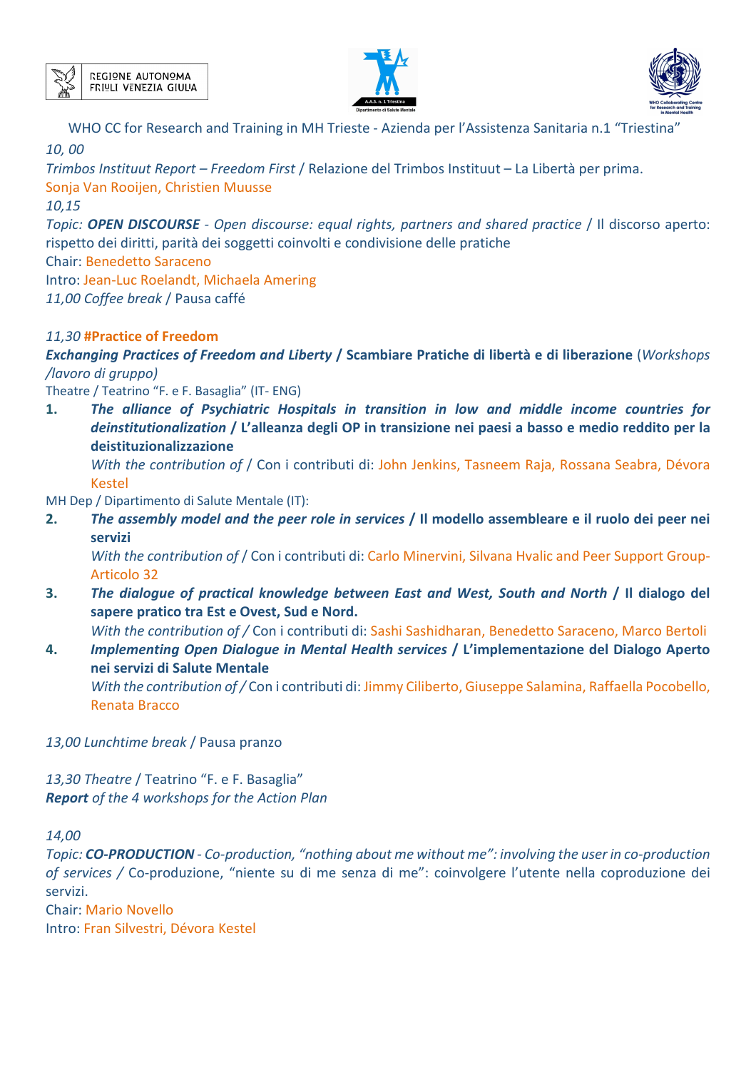WHO CC for Research and Training in MH Trieste - Azienda per l'Assistenza Sanitaria n.1 "Triestina"

*10, 00*

*Trimbos Instituut Report – Freedom First* / Relazione del Trimbos Instituut – La Libertà per prima.

Sonja Van Rooijen, Christien Muusse

*10,15*

*Topic: **OPEN DISCOURSE** - Open discourse: equal rights, partners and shared practice* / Il discorso aperto: rispetto dei diritti, parità dei soggetti coinvolti e condivisione delle pratiche

Chair: Benedetto Saraceno

Intro: Jean-Luc Roelandt, Michaela Amering

*11,00 Coffee break* / Pausa caffé

*11,30* **#Practice of Freedom**

***Exchanging Practices of Freedom and Liberty* / Scambiare Pratiche di libertà e di liberazione** (*Workshops /lavoro di gruppo)*

Theatre / Teatrino "F. e F. Basaglia" (IT- ENG)

1. ***The alliance of Psychiatric Hospitals in transition in low and middle income countries for deinstitutionalization* / L'alleanza degli OP in transizione nei paesi a basso e medio reddito per la deistituzionalizzazione**
   *With the contribution of* / Con i contributi di: John Jenkins, Tasneem Raja, Rossana Seabra, Dévora Kestel

MH Dep / Dipartimento di Salute Mentale (IT):

2. ***The assembly model and the peer role in services* / Il modello assembleare e il ruolo dei peer nei servizi**
   *With the contribution of* / Con i contributi di: Carlo Minervini, Silvana Hvalic and Peer Support Group-Articolo 32
3. ***The dialogue of practical knowledge between East and West, South and North* / Il dialogo del sapere pratico tra Est e Ovest, Sud e Nord.**
   *With the contribution of /* Con i contributi di: Sashi Sashidharan, Benedetto Saraceno, Marco Bertoli
4. ***Implementing Open Dialogue in Mental Health services* / L'implementazione del Dialogo Aperto nei servizi di Salute Mentale**
   *With the contribution of /* Con i contributi di: Jimmy Ciliberto, Giuseppe Salamina, Raffaella Pocobello, Renata Bracco

*13,00 Lunchtime break* / Pausa pranzo

*13,30 Theatre* / Teatrino "F. e F. Basaglia"

***Report** of the 4 workshops for the Action Plan*

*14,00*

*Topic: **CO-PRODUCTION** - Co-production, "nothing about me without me": involving the user in co-production of services* / Co-produzione, "niente su di me senza di me": coinvolgere l'utente nella coproduzione dei servizi.

Chair: Mario Novello

Intro: Fran Silvestri, Dévora Kestel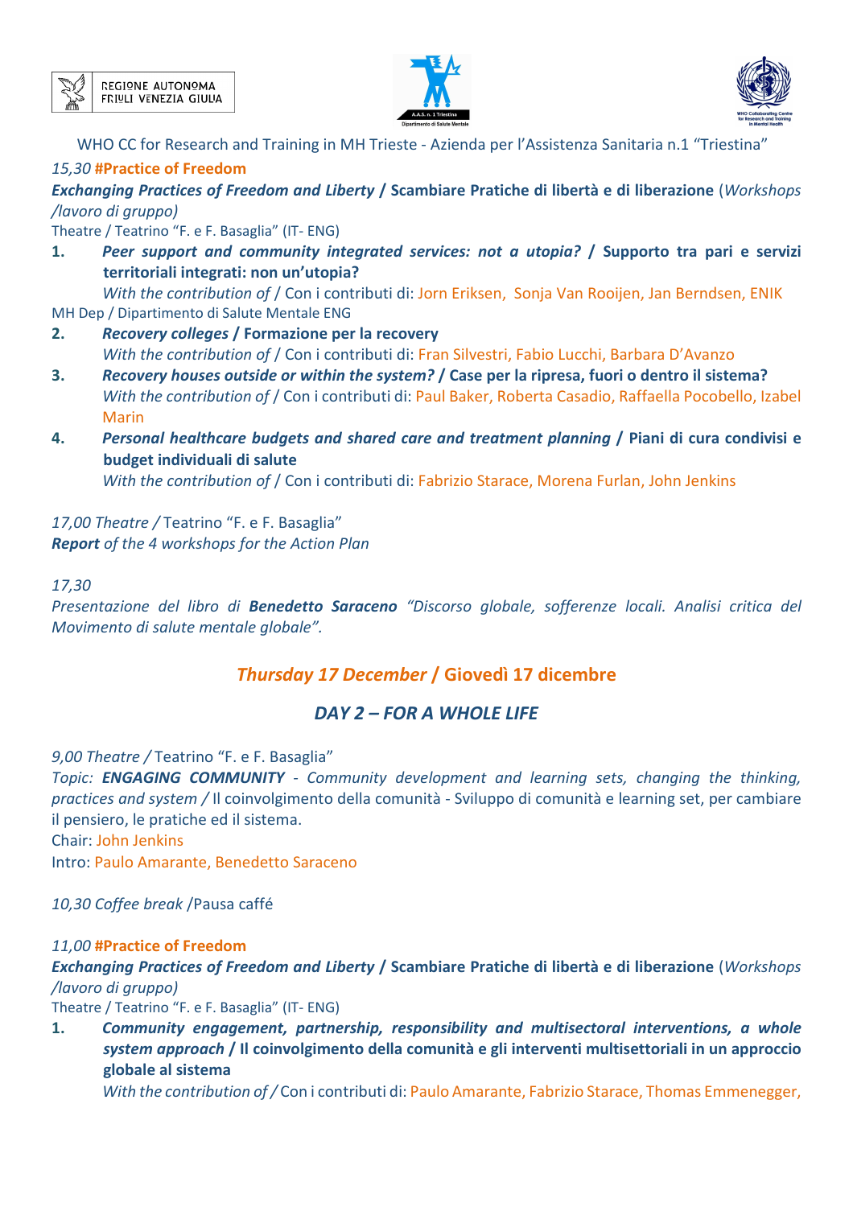WHO CC for Research and Training in MH Trieste - Azienda per l'Assistenza Sanitaria n.1 "Triestina"

*15,30* **#Practice of Freedom**

***Exchanging Practices of Freedom and Liberty* / Scambiare Pratiche di libertà e di liberazione** (*Workshops /lavoro di gruppo)*

Theatre / Teatrino "F. e F. Basaglia" (IT- ENG)

1. ***Peer support and community integrated services: not a utopia?* / Supporto tra pari e servizi territoriali integrati: non un'utopia?**
   *With the contribution of* / Con i contributi di: Jorn Eriksen, Sonja Van Rooijen, Jan Berndsen, ENIK MH Dep / Dipartimento di Salute Mentale ENG
2. ***Recovery colleges* / Formazione per la recovery**
   *With the contribution of* / Con i contributi di: Fran Silvestri, Fabio Lucchi, Barbara D'Avanzo
3. ***Recovery houses outside or within the system?* / Case per la ripresa, fuori o dentro il sistema?**
   *With the contribution of* / Con i contributi di: Paul Baker, Roberta Casadio, Raffaella Pocobello, Izabel Marin
4. ***Personal healthcare budgets and shared care and treatment planning* / Piani di cura condivisi e budget individuali di salute**
   *With the contribution of* / Con i contributi di: Fabrizio Starace, Morena Furlan, John Jenkins

*17,00 Theatre /* Teatrino "F. e F. Basaglia"

***Report** of the 4 workshops for the Action Plan*

*17,30*

*Presentazione del libro di **Benedetto Saraceno** "Discorso globale, sofferenze locali. Analisi critica del Movimento di salute mentale globale".*

## *Thursday 17 December* / Giovedì 17 dicembre

## *DAY 2 – FOR A WHOLE LIFE*

*9,00 Theatre /* Teatrino "F. e F. Basaglia"

*Topic: **ENGAGING COMMUNITY** - Community development and learning sets, changing the thinking, practices and system /* Il coinvolgimento della comunità - Sviluppo di comunità e learning set, per cambiare il pensiero, le pratiche ed il sistema.

Chair: John Jenkins

Intro: Paulo Amarante, Benedetto Saraceno

*10,30 Coffee break* /Pausa caffé

*11,00* **#Practice of Freedom**

***Exchanging Practices of Freedom and Liberty* / Scambiare Pratiche di libertà e di liberazione** (*Workshops /lavoro di gruppo)*

Theatre / Teatrino "F. e F. Basaglia" (IT- ENG)

1. ***Community engagement, partnership, responsibility and multisectoral interventions, a whole system approach* / Il coinvolgimento della comunità e gli interventi multisettoriali in un approccio globale al sistema**
   *With the contribution of /* Con i contributi di: Paulo Amarante, Fabrizio Starace, Thomas Emmenegger,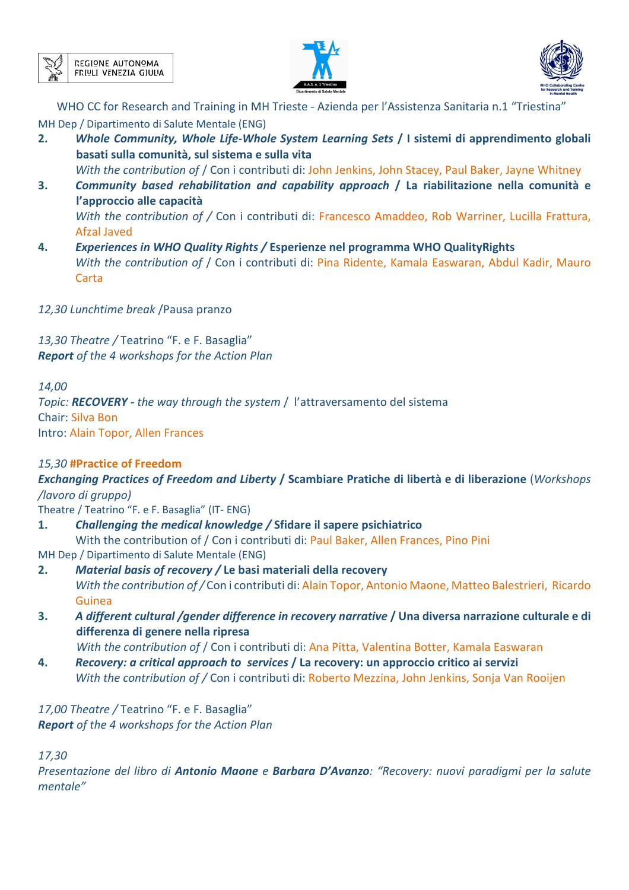WHO CC for Research and Training in MH Trieste - Azienda per l'Assistenza Sanitaria n.1 "Triestina"

MH Dep / Dipartimento di Salute Mentale (ENG)

2. ***Whole Community, Whole Life-Whole System Learning Sets* / I sistemi di apprendimento globali basati sulla comunità, sul sistema e sulla vita**
   *With the contribution of* / Con i contributi di: John Jenkins, John Stacey, Paul Baker, Jayne Whitney
3. ***Community based rehabilitation and capability approach* / La riabilitazione nella comunità e l'approccio alle capacità**
   *With the contribution of* / Con i contributi di: Francesco Amaddeo, Rob Warriner, Lucilla Frattura, Afzal Javed
4. ***Experiences in WHO Quality Rights* / Esperienze nel programma WHO QualityRights**
   *With the contribution of* / Con i contributi di: Pina Ridente, Kamala Easwaran, Abdul Kadir, Mauro Carta

*12,30 Lunchtime break* /Pausa pranzo

*13,30 Theatre* / Teatrino "F. e F. Basaglia"
***Report** of the 4 workshops for the Action Plan*

*14,00*
*Topic:* ***RECOVERY -*** *the way through the system* / l'attraversamento del sistema
Chair: Silva Bon
Intro: Alain Topor, Allen Frances

*15,30* **#Practice of Freedom**
***Exchanging Practices of Freedom and Liberty* / Scambiare Pratiche di libertà e di liberazione** (*Workshops /lavoro di gruppo)*
Theatre / Teatrino "F. e F. Basaglia" (IT- ENG)

1. ***Challenging the medical knowledge* / Sfidare il sapere psichiatrico**
   With the contribution of / Con i contributi di: Paul Baker, Allen Frances, Pino Pini

MH Dep / Dipartimento di Salute Mentale (ENG)

2. ***Material basis of recovery* / Le basi materiali della recovery**
   *With the contribution of* / Con i contributi di: Alain Topor, Antonio Maone, Matteo Balestrieri, Ricardo Guinea
3. ***A different cultural /gender difference in recovery narrative* / Una diversa narrazione culturale e di differenza di genere nella ripresa**
   *With the contribution of* / Con i contributi di: Ana Pitta, Valentina Botter, Kamala Easwaran
4. ***Recovery: a critical approach to services* / La recovery: un approccio critico ai servizi**
   *With the contribution of* / Con i contributi di: Roberto Mezzina, John Jenkins, Sonja Van Rooijen

*17,00 Theatre* / Teatrino "F. e F. Basaglia"
***Report** of the 4 workshops for the Action Plan*

*17,30*
*Presentazione del libro di **Antonio Maone** e **Barbara D'Avanzo**: "Recovery: nuovi paradigmi per la salute mentale"*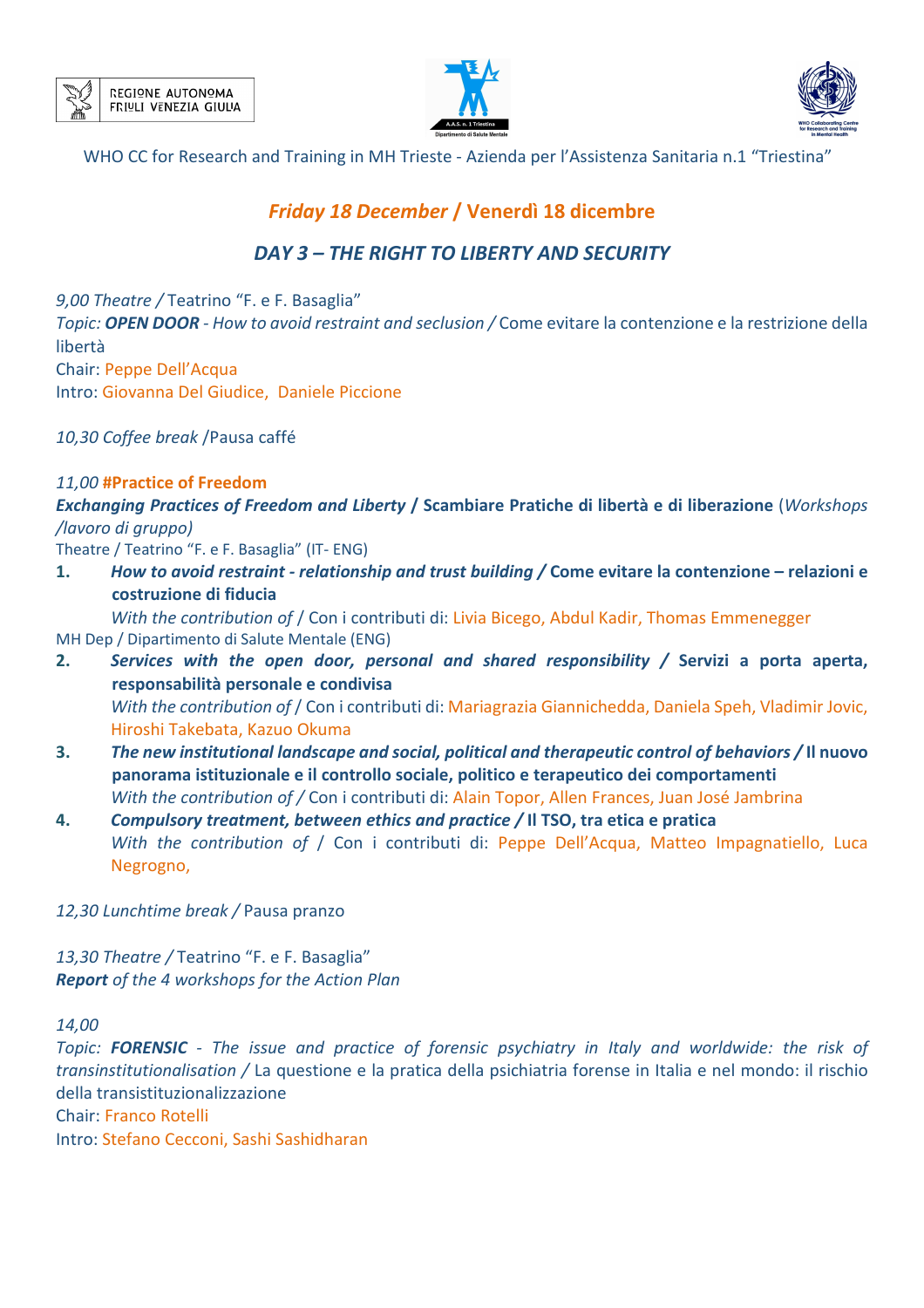REGIONE AUTONOMA FRIULI VENEZIA GIULIA

WHO CC for Research and Training in MH Trieste - Azienda per l'Assistenza Sanitaria n.1 "Triestina"

## *Friday 18 December* / Venerdì 18 dicembre

## *DAY 3 – THE RIGHT TO LIBERTY AND SECURITY*

*9,00 Theatre /* Teatrino "F. e F. Basaglia"
*Topic: **OPEN DOOR** - How to avoid restraint and seclusion /* Come evitare la contenzione e la restrizione della libertà
Chair: Peppe Dell'Acqua
Intro: Giovanna Del Giudice, Daniele Piccione

*10,30 Coffee break* /Pausa caffé

*11,00* **#Practice of Freedom**
***Exchanging Practices of Freedom and Liberty*** **/ Scambiare Pratiche di libertà e di liberazione** (*Workshops /lavoro di gruppo)*
Theatre / Teatrino "F. e F. Basaglia" (IT- ENG)

1. ***How to avoid restraint - relationship and trust building /*** **Come evitare la contenzione – relazioni e costruzione di fiducia**
   *With the contribution of* / Con i contributi di: Livia Bicego, Abdul Kadir, Thomas Emmenegger

MH Dep / Dipartimento di Salute Mentale (ENG)

2. ***Services with the open door, personal and shared responsibility /*** **Servizi a porta aperta, responsabilità personale e condivisa**
   *With the contribution of* / Con i contributi di: Mariagrazia Giannichedda, Daniela Speh, Vladimir Jovic, Hiroshi Takebata, Kazuo Okuma
3. ***The new institutional landscape and social, political and therapeutic control of behaviors /*** **Il nuovo panorama istituzionale e il controllo sociale, politico e terapeutico dei comportamenti**
   *With the contribution of /* Con i contributi di: Alain Topor, Allen Frances, Juan José Jambrina
4. ***Compulsory treatment, between ethics and practice /*** **Il TSO, tra etica e pratica**
   *With the contribution of* / Con i contributi di: Peppe Dell'Acqua, Matteo Impagnatiello, Luca Negrogno,

*12,30 Lunchtime break /* Pausa pranzo

*13,30 Theatre /* Teatrino "F. e F. Basaglia"
***Report** of the 4 workshops for the Action Plan*

*14,00*
*Topic: **FORENSIC** - The issue and practice of forensic psychiatry in Italy and worldwide: the risk of transinstitutionalisation /* La questione e la pratica della psichiatria forense in Italia e nel mondo: il rischio della transistituzionalizzazione
Chair: Franco Rotelli
Intro: Stefano Cecconi, Sashi Sashidharan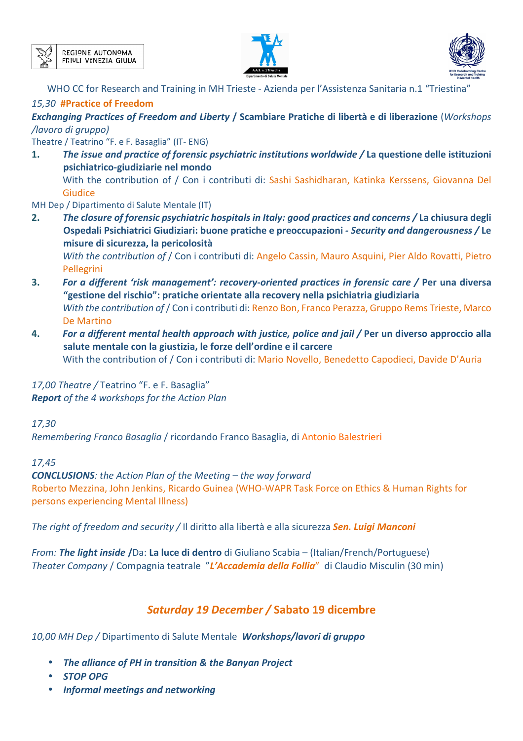WHO CC for Research and Training in MH Trieste - Azienda per l'Assistenza Sanitaria n.1 "Triestina"

*15,30* **#Practice of Freedom**

***Exchanging Practices of Freedom and Liberty* / Scambiare Pratiche di libertà e di liberazione** (*Workshops /lavoro di gruppo)*

Theatre / Teatrino "F. e F. Basaglia" (IT- ENG)

1. ***The issue and practice of forensic psychiatric institutions worldwide* / La questione delle istituzioni psichiatrico-giudiziarie nel mondo**
   With the contribution of / Con i contributi di: Sashi Sashidharan, Katinka Kerssens, Giovanna Del Giudice

MH Dep / Dipartimento di Salute Mentale (IT)

2. ***The closure of forensic psychiatric hospitals in Italy: good practices and concerns* / La chiusura degli Ospedali Psichiatrici Giudiziari: buone pratiche e preoccupazioni - *Security and dangerousness* / Le misure di sicurezza, la pericolosità**
   *With the contribution of* / Con i contributi di: Angelo Cassin, Mauro Asquini, Pier Aldo Rovatti, Pietro Pellegrini
3. ***For a different 'risk management': recovery-oriented practices in forensic care* / Per una diversa "gestione del rischio": pratiche orientate alla recovery nella psichiatria giudiziaria**
   *With the contribution of* / Con i contributi di: Renzo Bon, Franco Perazza, Gruppo Rems Trieste, Marco De Martino
4. ***For a different mental health approach with justice, police and jail* / Per un diverso approccio alla salute mentale con la giustizia, le forze dell'ordine e il carcere**
   With the contribution of / Con i contributi di: Mario Novello, Benedetto Capodieci, Davide D'Auria

*17,00 Theatre /* Teatrino "F. e F. Basaglia"
***Report** of the 4 workshops for the Action Plan*

*17,30*
*Remembering Franco Basaglia* / ricordando Franco Basaglia, di Antonio Balestrieri

*17,45*
***CONCLUSIONS**: the Action Plan of the Meeting – the way forward*
Roberto Mezzina, John Jenkins, Ricardo Guinea (WHO-WAPR Task Force on Ethics & Human Rights for persons experiencing Mental Illness)

*The right of freedom and security /* Il diritto alla libertà e alla sicurezza ***Sen. Luigi Manconi***

*From: **The light inside*** **/**Da: **La luce di dentro** di Giuliano Scabia – (Italian/French/Portuguese)
*Theater Company* / Compagnia teatrale "***L'Accademia della Follia***" di Claudio Misculin (30 min)

## *Saturday 19 December /* Sabato 19 dicembre

*10,00 MH Dep /* Dipartimento di Salute Mentale ***Workshops/lavori di gruppo***

- ***The alliance of PH in transition & the Banyan Project***
- ***STOP OPG***
- ***Informal meetings and networking***